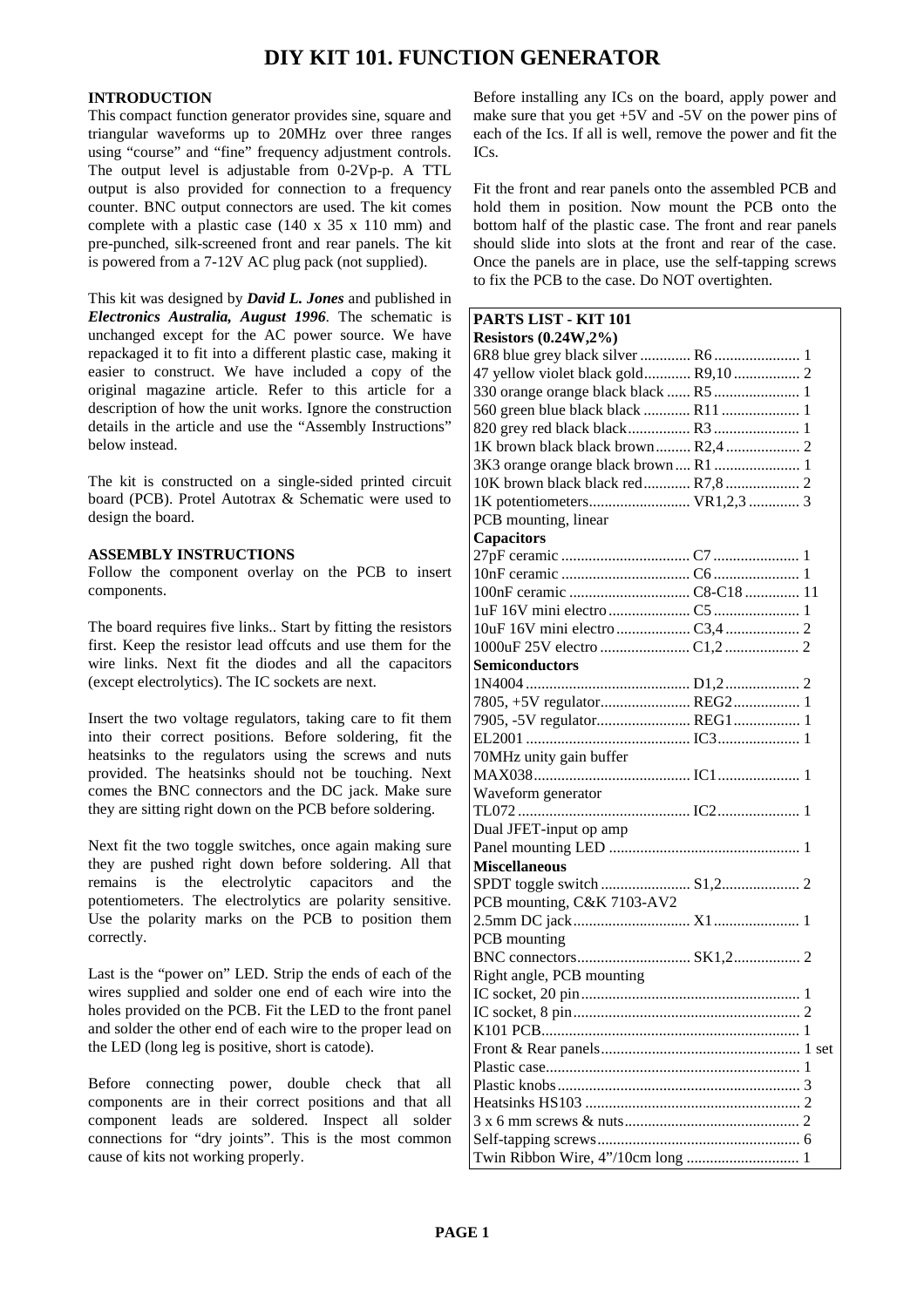# DIY KIT 101. FUNCTION GENERATOR

**INTRODUCTION**

This compact function generator provides sine, square and triangular waveforms up to 20MHz over three ranges using "course" and "fine" frequency adjustment controls. The output level is adjustable from 0-2Vp-p. A TTL output is also provided for connection to a frequency counter. BNC output connectors are used. The kit comes complete with a plastic case (140 x 35 x 110 mm) and pre-punched, silk-screened front and rear panels. The kit is powered from a 7-12V AC plug pack (not supplied).

This kit was designed by ***David L. Jones*** and published in ***Electronics Australia, August 1996***. The schematic is unchanged except for the AC power source. We have repackaged it to fit into a different plastic case, making it easier to construct. We have included a copy of the original magazine article. Refer to this article for a description of how the unit works. Ignore the construction details in the article and use the "Assembly Instructions" below instead.

The kit is constructed on a single-sided printed circuit board (PCB). Protel Autotrax & Schematic were used to design the board.

**ASSEMBLY INSTRUCTIONS**

Follow the component overlay on the PCB to insert components.

The board requires five links.. Start by fitting the resistors first. Keep the resistor lead offcuts and use them for the wire links. Next fit the diodes and all the capacitors (except electrolytics). The IC sockets are next.

Insert the two voltage regulators, taking care to fit them into their correct positions. Before soldering, fit the heatsinks to the regulators using the screws and nuts provided. The heatsinks should not be touching. Next comes the BNC connectors and the DC jack. Make sure they are sitting right down on the PCB before soldering.

Next fit the two toggle switches, once again making sure they are pushed right down before soldering. All that remains is the electrolytic capacitors and the potentiometers. The electrolytics are polarity sensitive. Use the polarity marks on the PCB to position them correctly.

Last is the "power on" LED. Strip the ends of each of the wires supplied and solder one end of each wire into the holes provided on the PCB. Fit the LED to the front panel and solder the other end of each wire to the proper lead on the LED (long leg is positive, short is catode).

Before connecting power, double check that all components are in their correct positions and that all component leads are soldered. Inspect all solder connections for "dry joints". This is the most common cause of kits not working properly.

Before installing any ICs on the board, apply power and make sure that you get +5V and -5V on the power pins of each of the Ics. If all is well, remove the power and fit the ICs.

Fit the front and rear panels onto the assembled PCB and hold them in position. Now mount the PCB onto the bottom half of the plastic case. The front and rear panels should slide into slots at the front and rear of the case. Once the panels are in place, use the self-tapping screws to fix the PCB to the case. Do NOT overtighten.

**PARTS LIST - KIT 101**

| Item | Ref | Qty |
|---|---|---|
| **Resistors (0.24W,2%)** | | |
| 6R8 blue grey black silver | R6 | 1 |
| 47 yellow violet black gold | R9,10 | 2 |
| 330 orange orange black black | R5 | 1 |
| 560 green blue black black | R11 | 1 |
| 820 grey red black black | R3 | 1 |
| 1K brown black black brown | R2,4 | 2 |
| 3K3 orange orange black brown | R1 | 1 |
| 10K brown black black red | R7,8 | 2 |
| 1K potentiometers PCB mounting, linear | VR1,2,3 | 3 |
| **Capacitors** | | |
| 27pF ceramic | C7 | 1 |
| 10nF ceramic | C6 | 1 |
| 100nF ceramic | C8-C18 | 11 |
| 1uF 16V mini electro | C5 | 1 |
| 10uF 16V mini electro | C3,4 | 2 |
| 1000uF 25V electro | C1,2 | 2 |
| **Semiconductors** | | |
| 1N4004 | D1,2 | 2 |
| 7805, +5V regulator | REG2 | 1 |
| 7905, -5V regulator | REG1 | 1 |
| EL2001 70MHz unity gain buffer | IC3 | 1 |
| MAX038 Waveform generator | IC1 | 1 |
| TL072 Dual JFET-input op amp | IC2 | 1 |
| Panel mounting LED | | 1 |
| **Miscellaneous** | | |
| SPDT toggle switch PCB mounting, C&K 7103-AV2 | S1,2 | 2 |
| 2.5mm DC jack PCB mounting | X1 | 1 |
| BNC connectors Right angle, PCB mounting | SK1,2 | 2 |
| IC socket, 20 pin | | 1 |
| IC socket, 8 pin | | 2 |
| K101 PCB | | 1 |
| Front & Rear panels | | 1 set |
| Plastic case | | 1 |
| Plastic knobs | | 3 |
| Heatsinks HS103 | | 2 |
| 3 x 6 mm screws & nuts | | 2 |
| Self-tapping screws | | 6 |
| Twin Ribbon Wire, 4"/10cm long | | 1 |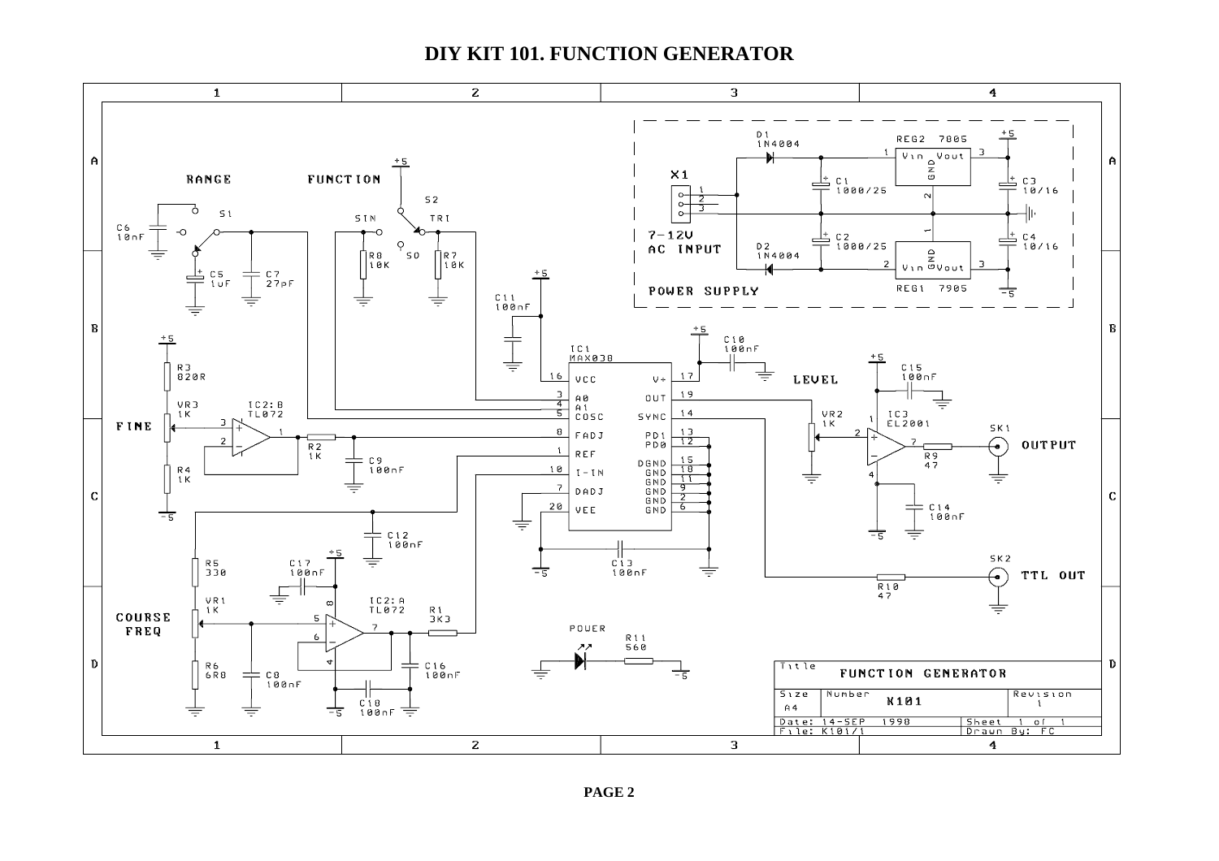# DIY KIT 101. FUNCTION GENERATOR

1 2 3 4

A B C D

RANGE

FUNCTION

+5

S1

S2

SIN

TRI

C6
10nF

SQ

R8
10K

R7
10K

C5
1uF

C7
27pF

C11
100nF

+5

D1
1N4004

REG2 7805

+5

X1

C1
1000/25

C3
10/16

7-12V
AC INPUT

C2
1000/25

C4
10/16

D2
1N4004

REG1 7905

POWER SUPPLY

-5

+5

C10
100nF

IC1
MAX038

R3
820R

VR3
1K

IC2:B
TL072

FINE

LEVEL

+5

C15
100nF

VR2
1K

IC3
EL2001

SK1

OUTPUT

R2
1K

C9
100nF

R9
47

R4
1K

-5

C14
100nF

C12
100nF

-5

-5

C13
100nF

R5
330

C17
100nF

+5

SK2

TTL OUT

R10
47

VR1
1K

IC2:A
TL072

COURSE
FREQ

R1
3K3

POWER

R11
560

-5

R6
6R8

C8
100nF

C16
100nF

C18
100nF

-5

| Title | FUNCTION GENERATOR | | |
|---|---|---|---|
| Size A4 | Number K101 | | Revision 1 |
| Date: 14-SEP 1998 | | Sheet 1 of 1 | |
| File: K101/1 | | Drawn By: FC | |